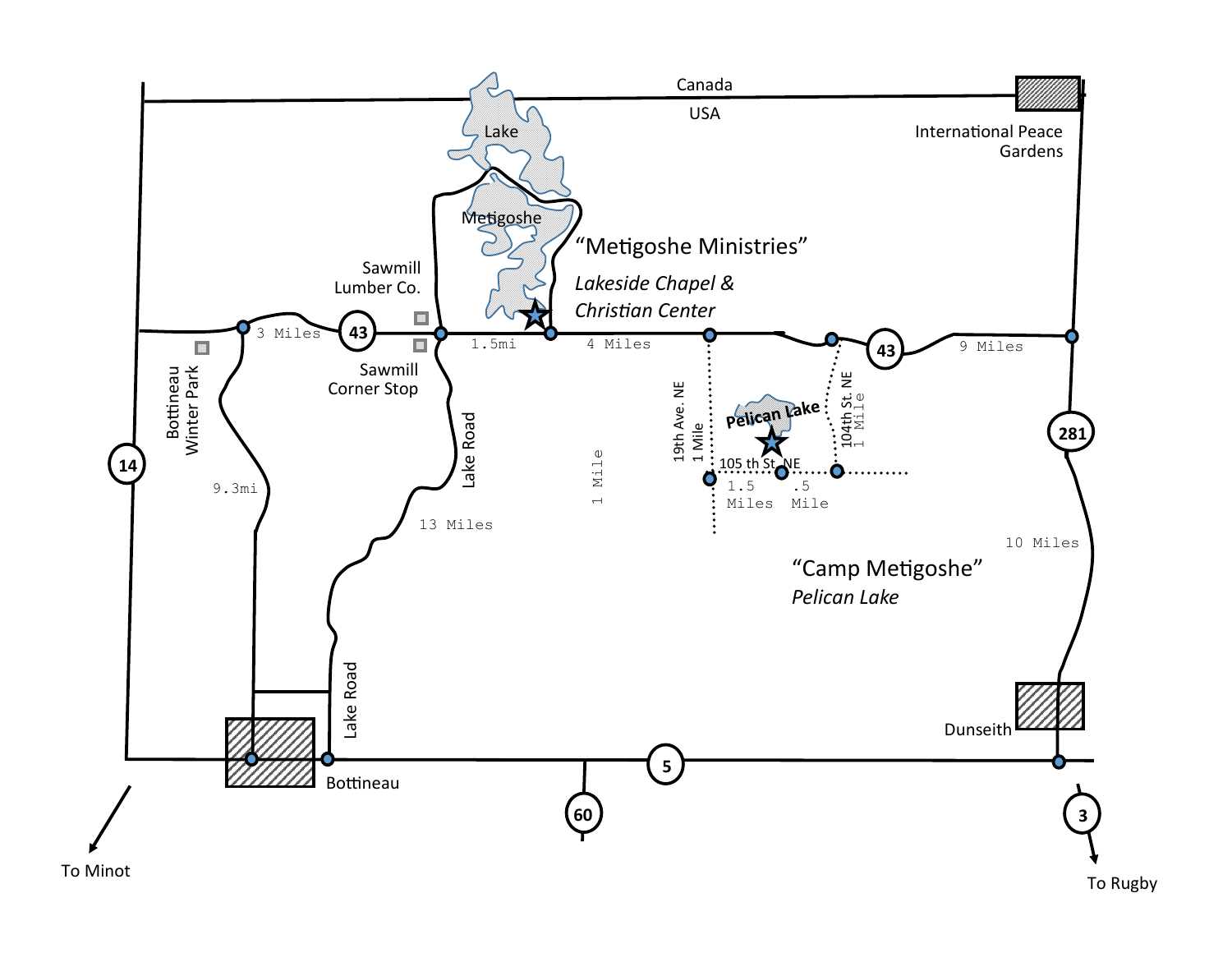Canada

USA

International Peace Gardens

Lake Metigoshe

“Metigoshe Ministries”

*Lakeside Chapel & Christian Center*

Sawmill Lumber Co.

Sawmill Corner Stop

43

3 Miles

1.5mi

4 Miles

9 Miles

Bottineau Winter Park

14

9.3mi

Lake Road

13 Miles

1 Mile

19th Ave. NE

1 Mile

**Pelican Lake**

104th St. NE

1 Mile

105 th St. NE

1.5 Miles

.5 Mile

281

10 Miles

“Camp Metigoshe”

*Pelican Lake*

Lake Road

Dunseith

Bottineau

5

60

3

To Minot

To Rugby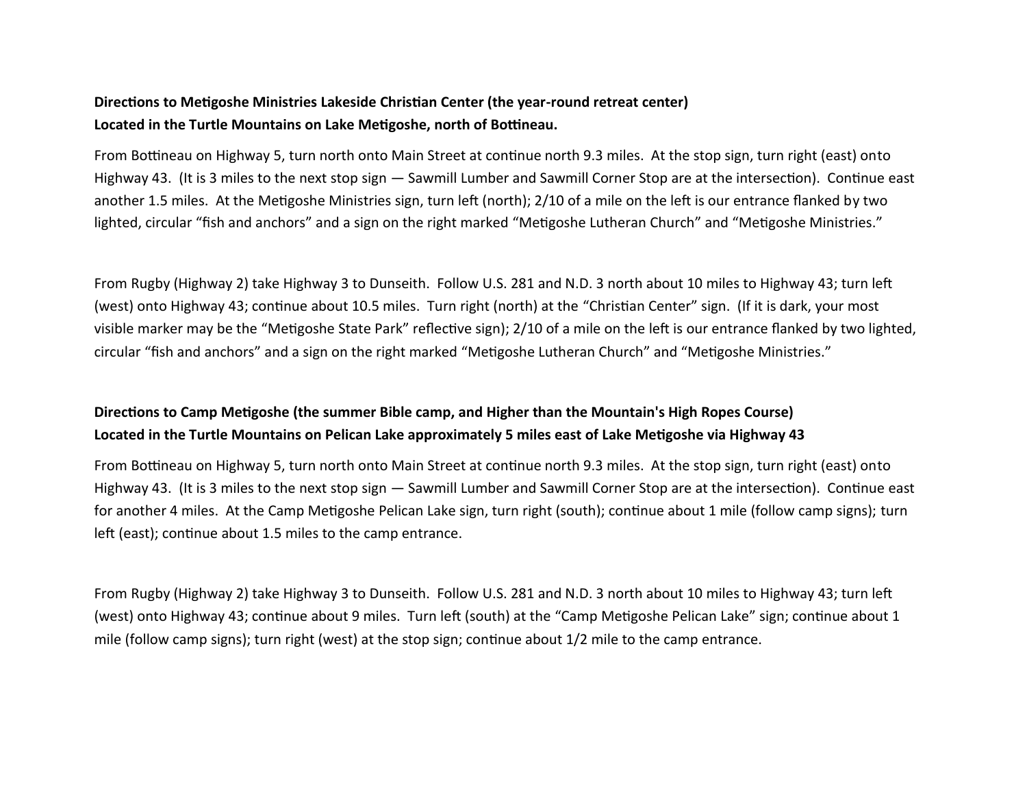**Directions to Metigoshe Ministries Lakeside Christian Center (the year-round retreat center)**
**Located in the Turtle Mountains on Lake Metigoshe, north of Bottineau.**

From Bottineau on Highway 5, turn north onto Main Street at continue north 9.3 miles. At the stop sign, turn right (east) onto Highway 43. (It is 3 miles to the next stop sign — Sawmill Lumber and Sawmill Corner Stop are at the intersection). Continue east another 1.5 miles. At the Metigoshe Ministries sign, turn left (north); 2/10 of a mile on the left is our entrance flanked by two lighted, circular "fish and anchors" and a sign on the right marked "Metigoshe Lutheran Church" and "Metigoshe Ministries."

From Rugby (Highway 2) take Highway 3 to Dunseith. Follow U.S. 281 and N.D. 3 north about 10 miles to Highway 43; turn left (west) onto Highway 43; continue about 10.5 miles. Turn right (north) at the "Christian Center" sign. (If it is dark, your most visible marker may be the "Metigoshe State Park" reflective sign); 2/10 of a mile on the left is our entrance flanked by two lighted, circular "fish and anchors" and a sign on the right marked "Metigoshe Lutheran Church" and "Metigoshe Ministries."

**Directions to Camp Metigoshe (the summer Bible camp, and Higher than the Mountain's High Ropes Course)**
**Located in the Turtle Mountains on Pelican Lake approximately 5 miles east of Lake Metigoshe via Highway 43**

From Bottineau on Highway 5, turn north onto Main Street at continue north 9.3 miles. At the stop sign, turn right (east) onto Highway 43. (It is 3 miles to the next stop sign — Sawmill Lumber and Sawmill Corner Stop are at the intersection). Continue east for another 4 miles. At the Camp Metigoshe Pelican Lake sign, turn right (south); continue about 1 mile (follow camp signs); turn left (east); continue about 1.5 miles to the camp entrance.

From Rugby (Highway 2) take Highway 3 to Dunseith. Follow U.S. 281 and N.D. 3 north about 10 miles to Highway 43; turn left (west) onto Highway 43; continue about 9 miles. Turn left (south) at the "Camp Metigoshe Pelican Lake" sign; continue about 1 mile (follow camp signs); turn right (west) at the stop sign; continue about 1/2 mile to the camp entrance.